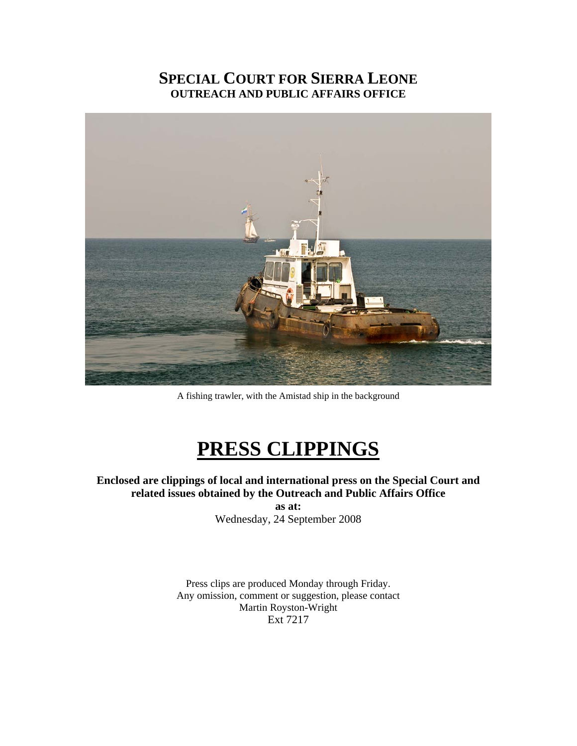# SPECIAL COURT FOR SIERRA LEONE
## OUTREACH AND PUBLIC AFFAIRS OFFICE

A fishing trawler, with the Amistad ship in the background

# PRESS CLIPPINGS

**Enclosed are clippings of local and international press on the Special Court and related issues obtained by the Outreach and Public Affairs Office**

**as at:**

Wednesday, 24 September 2008

Press clips are produced Monday through Friday.
Any omission, comment or suggestion, please contact
Martin Royston-Wright
Ext 7217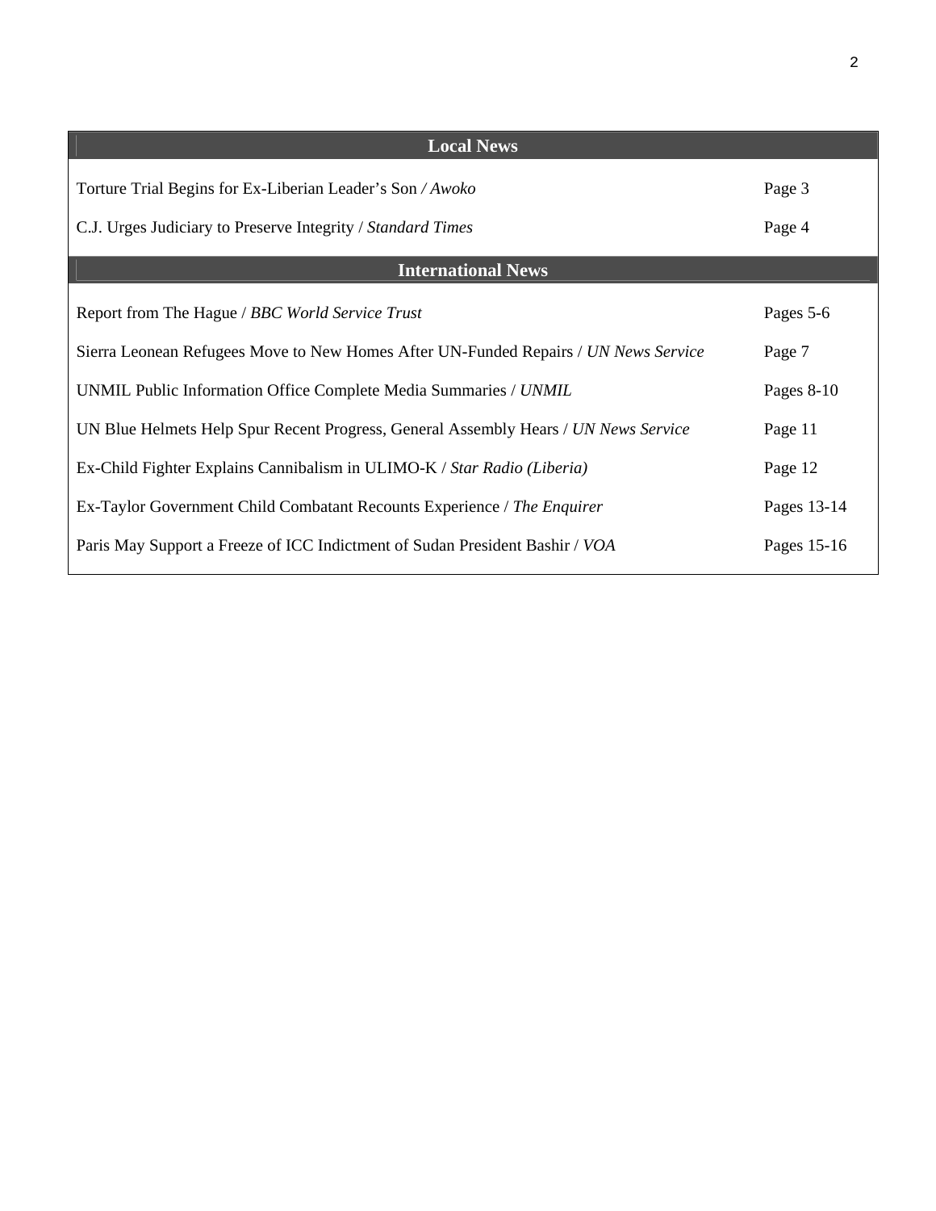| Local News | |
|---|---|
| Torture Trial Begins for Ex-Liberian Leader's Son */ Awoko* | Page 3 |
| C.J. Urges Judiciary to Preserve Integrity / *Standard Times* | Page 4 |
| **International News** | |
| Report from The Hague / *BBC World Service Trust* | Pages 5-6 |
| Sierra Leonean Refugees Move to New Homes After UN-Funded Repairs / *UN News Service* | Page 7 |
| UNMIL Public Information Office Complete Media Summaries / *UNMIL* | Pages 8-10 |
| UN Blue Helmets Help Spur Recent Progress, General Assembly Hears / *UN News Service* | Page 11 |
| Ex-Child Fighter Explains Cannibalism in ULIMO-K / *Star Radio (Liberia)* | Page 12 |
| Ex-Taylor Government Child Combatant Recounts Experience / *The Enquirer* | Pages 13-14 |
| Paris May Support a Freeze of ICC Indictment of Sudan President Bashir / *VOA* | Pages 15-16 |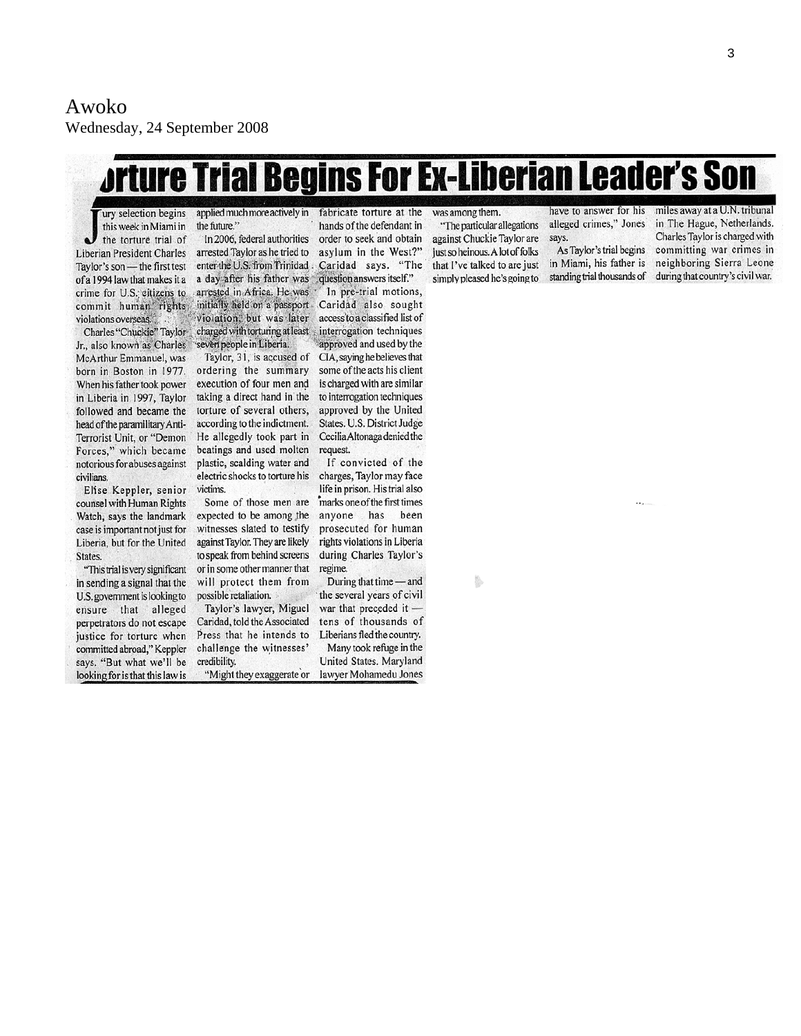Awoko
Wednesday, 24 September 2008

# Torture Trial Begins For Ex-Liberian Leader's Son

Jury selection begins this week in Miami in the torture trial of Liberian President Charles Taylor's son — the first test of a 1994 law that makes it a crime for U.S. citizens to commit human rights violations overseas.

Charles "Chuckie" Taylor Jr., also known as Charles McArthur Emmanuel, was born in Boston in 1977. When his father took power in Liberia in 1997, Taylor followed and became the head of the paramilitary Anti-Terrorist Unit, or "Demon Forces," which became notorious for abuses against civilians.

Elise Keppler, senior counsel with Human Rights Watch, says the landmark case is important not just for Liberia, but for the United States.

"This trial is very significant in sending a signal that the U.S. government is looking to ensure that alleged perpetrators do not escape justice for torture when committed abroad," Keppler says. "But what we'll be looking for is that this law is applied much more actively in the future."

In 2006, federal authorities arrested Taylor as he tried to enter the U.S. from Trinidad a day after his father was arrested in Africa. He was initially held on a passport violation, but was later charged with torturing at least seven people in Liberia.

Taylor, 31, is accused of ordering the summary execution of four men and taking a direct hand in the torture of several others, according to the indictment. He allegedly took part in beatings and used molten plastic, scalding water and electric shocks to torture his victims.

Some of those men are expected to be among the witnesses slated to testify against Taylor. They are likely to speak from behind screens or in some other manner that will protect them from possible retaliation.

Taylor's lawyer, Miguel Caridad, told the Associated Press that he intends to challenge the witnesses' credibility.

"Might they exaggerate or fabricate torture at the hands of the defendant in order to seek and obtain asylum in the West?" Caridad says. "The question answers itself."

In pre-trial motions, Caridad also sought access to a classified list of interrogation techniques approved and used by the CIA, saying he believes that some of the acts his client is charged with are similar to interrogation techniques approved by the United States. U.S. District Judge Cecilia Altonaga denied the request.

If convicted of the charges, Taylor may face life in prison. His trial also marks one of the first times anyone has been prosecuted for human rights violations in Liberia during Charles Taylor's regime.

During that time — and the several years of civil war that preceded it — tens of thousands of Liberians fled the country.

Many took refuge in the United States. Maryland lawyer Mohamedu Jones was among them.

"The particular allegations against Chuckie Taylor are just so heinous. A lot of folks that I've talked to are just simply pleased he's going to have to answer for his alleged crimes," Jones says.

As Taylor's trial begins in Miami, his father is standing trial thousands of miles away at a U.N. tribunal in The Hague, Netherlands. Charles Taylor is charged with committing war crimes in neighboring Sierra Leone during that country's civil war.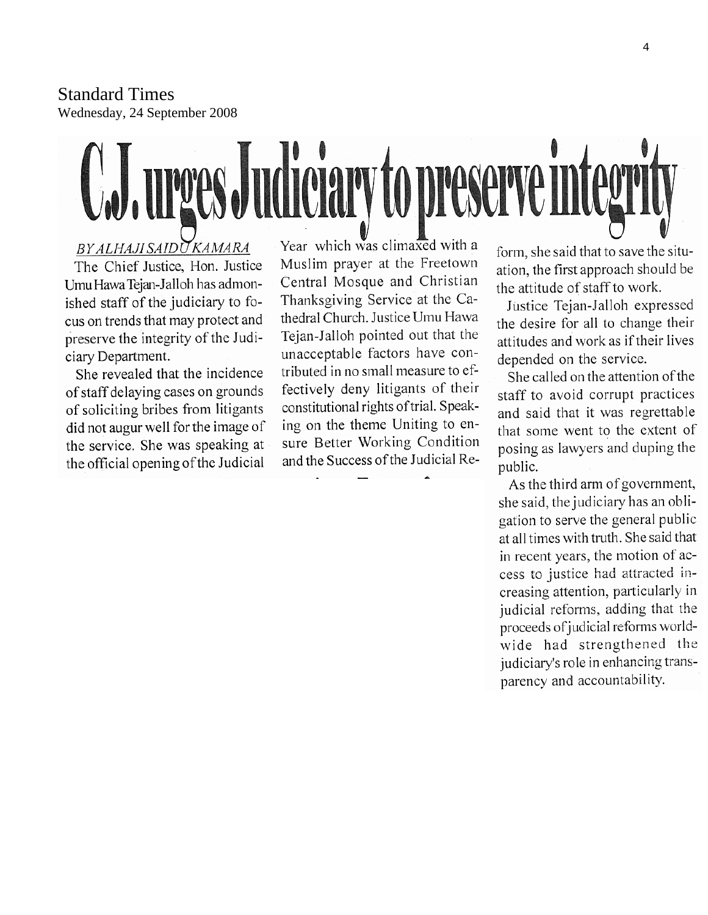Standard Times
Wednesday, 24 September 2008

# C.J. urges Judiciary to preserve integrity

*BY ALHAJI SAIDU KAMARA*

The Chief Justice, Hon. Justice Umu Hawa Tejan-Jalloh has admonished staff of the judiciary to focus on trends that may protect and preserve the integrity of the Judiciary Department.

She revealed that the incidence of staff delaying cases on grounds of soliciting bribes from litigants did not augur well for the image of the service. She was speaking at the official opening of the Judicial Year which was climaxed with a Muslim prayer at the Freetown Central Mosque and Christian Thanksgiving Service at the Cathedral Church. Justice Umu Hawa Tejan-Jalloh pointed out that the unacceptable factors have contributed in no small measure to effectively deny litigants of their constitutional rights of trial. Speaking on the theme Uniting to ensure Better Working Condition and the Success of the Judicial Reform, she said that to save the situation, the first approach should be the attitude of staff to work.

Justice Tejan-Jalloh expressed the desire for all to change their attitudes and work as if their lives depended on the service.

She called on the attention of the staff to avoid corrupt practices and said that it was regrettable that some went to the extent of posing as lawyers and duping the public.

As the third arm of government, she said, the judiciary has an obligation to serve the general public at all times with truth. She said that in recent years, the motion of access to justice had attracted increasing attention, particularly in judicial reforms, adding that the proceeds of judicial reforms worldwide had strengthened the judiciary's role in enhancing transparency and accountability.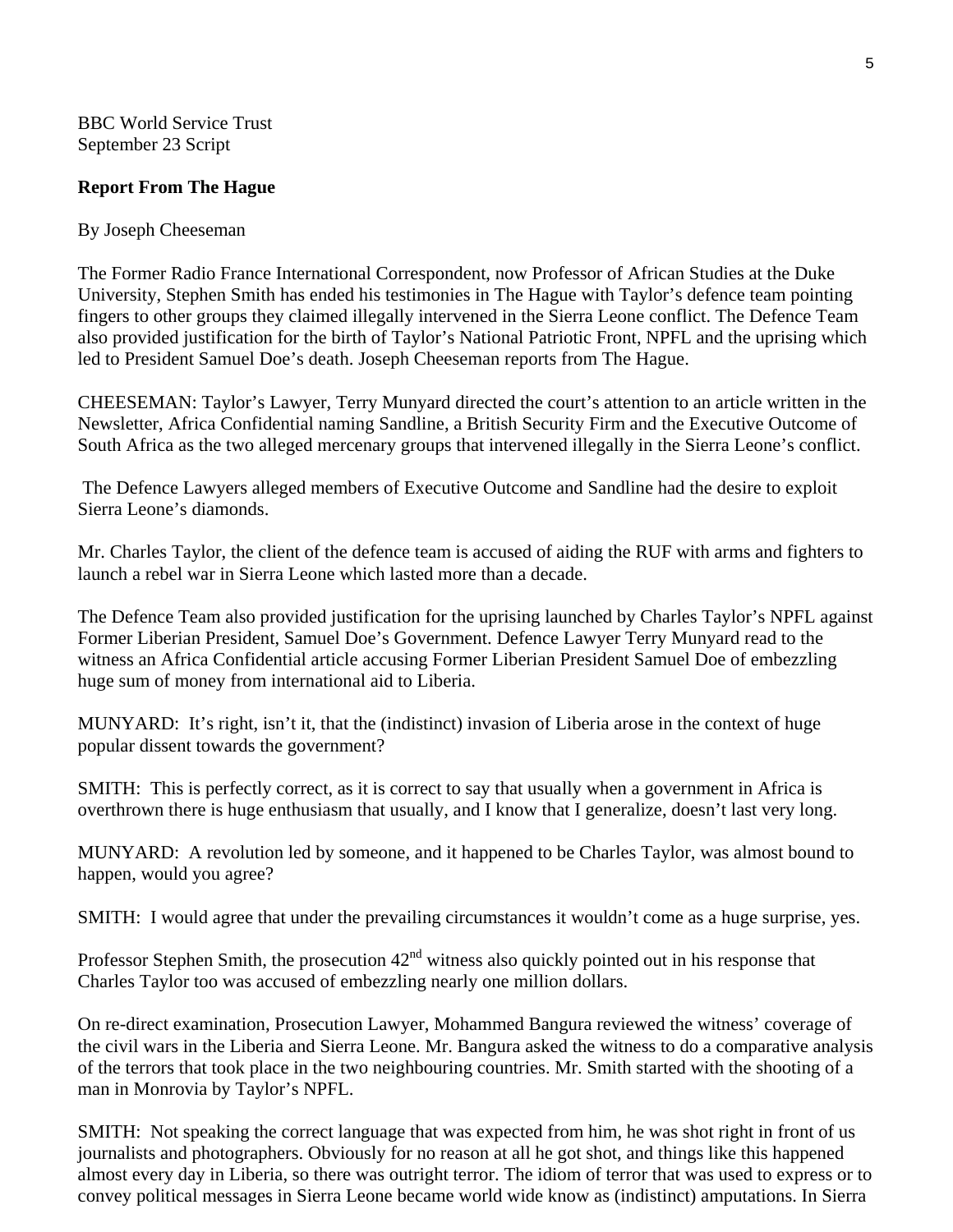BBC World Service Trust
September 23 Script

**Report From The Hague**

By Joseph Cheeseman

The Former Radio France International Correspondent, now Professor of African Studies at the Duke University, Stephen Smith has ended his testimonies in The Hague with Taylor's defence team pointing fingers to other groups they claimed illegally intervened in the Sierra Leone conflict. The Defence Team also provided justification for the birth of Taylor's National Patriotic Front, NPFL and the uprising which led to President Samuel Doe's death. Joseph Cheeseman reports from The Hague.

CHEESEMAN: Taylor's Lawyer, Terry Munyard directed the court's attention to an article written in the Newsletter, Africa Confidential naming Sandline, a British Security Firm and the Executive Outcome of South Africa as the two alleged mercenary groups that intervened illegally in the Sierra Leone's conflict.

The Defence Lawyers alleged members of Executive Outcome and Sandline had the desire to exploit Sierra Leone's diamonds.

Mr. Charles Taylor, the client of the defence team is accused of aiding the RUF with arms and fighters to launch a rebel war in Sierra Leone which lasted more than a decade.

The Defence Team also provided justification for the uprising launched by Charles Taylor's NPFL against Former Liberian President, Samuel Doe's Government. Defence Lawyer Terry Munyard read to the witness an Africa Confidential article accusing Former Liberian President Samuel Doe of embezzling huge sum of money from international aid to Liberia.

MUNYARD: It's right, isn't it, that the (indistinct) invasion of Liberia arose in the context of huge popular dissent towards the government?

SMITH: This is perfectly correct, as it is correct to say that usually when a government in Africa is overthrown there is huge enthusiasm that usually, and I know that I generalize, doesn't last very long.

MUNYARD: A revolution led by someone, and it happened to be Charles Taylor, was almost bound to happen, would you agree?

SMITH: I would agree that under the prevailing circumstances it wouldn't come as a huge surprise, yes.

Professor Stephen Smith, the prosecution 42nd witness also quickly pointed out in his response that Charles Taylor too was accused of embezzling nearly one million dollars.

On re-direct examination, Prosecution Lawyer, Mohammed Bangura reviewed the witness' coverage of the civil wars in the Liberia and Sierra Leone. Mr. Bangura asked the witness to do a comparative analysis of the terrors that took place in the two neighbouring countries. Mr. Smith started with the shooting of a man in Monrovia by Taylor's NPFL.

SMITH: Not speaking the correct language that was expected from him, he was shot right in front of us journalists and photographers. Obviously for no reason at all he got shot, and things like this happened almost every day in Liberia, so there was outright terror. The idiom of terror that was used to express or to convey political messages in Sierra Leone became world wide know as (indistinct) amputations. In Sierra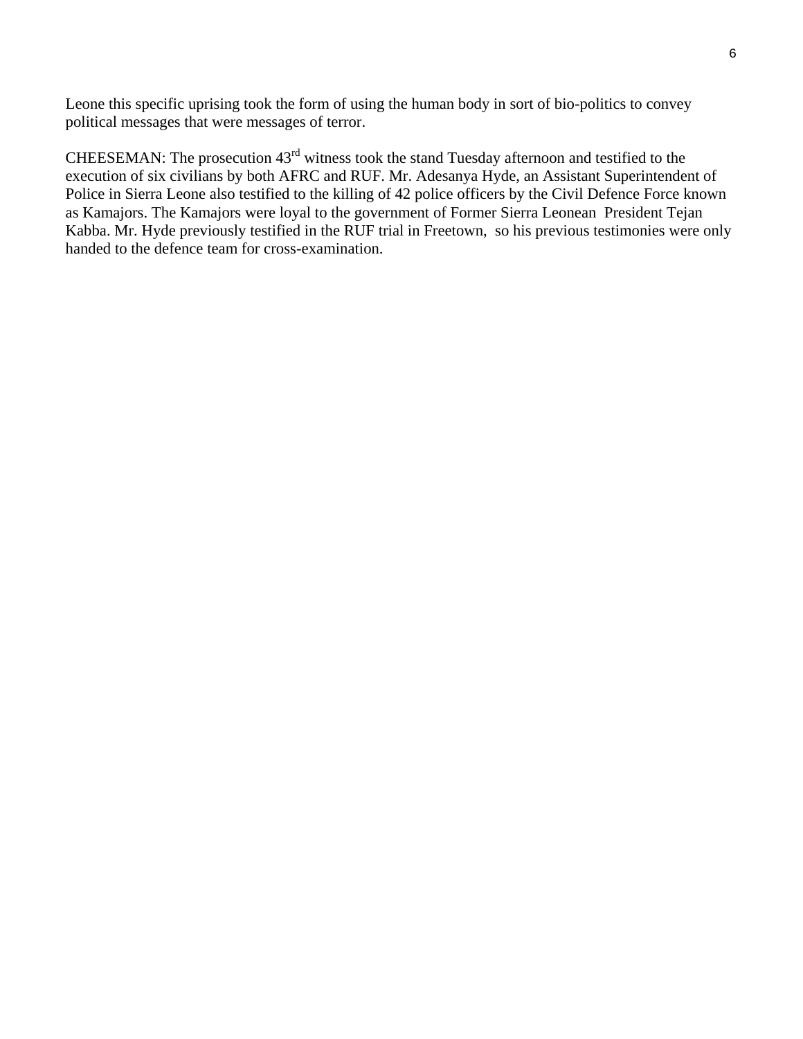Leone this specific uprising took the form of using the human body in sort of bio-politics to convey political messages that were messages of terror.

CHEESEMAN: The prosecution 43rd witness took the stand Tuesday afternoon and testified to the execution of six civilians by both AFRC and RUF. Mr. Adesanya Hyde, an Assistant Superintendent of Police in Sierra Leone also testified to the killing of 42 police officers by the Civil Defence Force known as Kamajors. The Kamajors were loyal to the government of Former Sierra Leonean President Tejan Kabba. Mr. Hyde previously testified in the RUF trial in Freetown, so his previous testimonies were only handed to the defence team for cross-examination.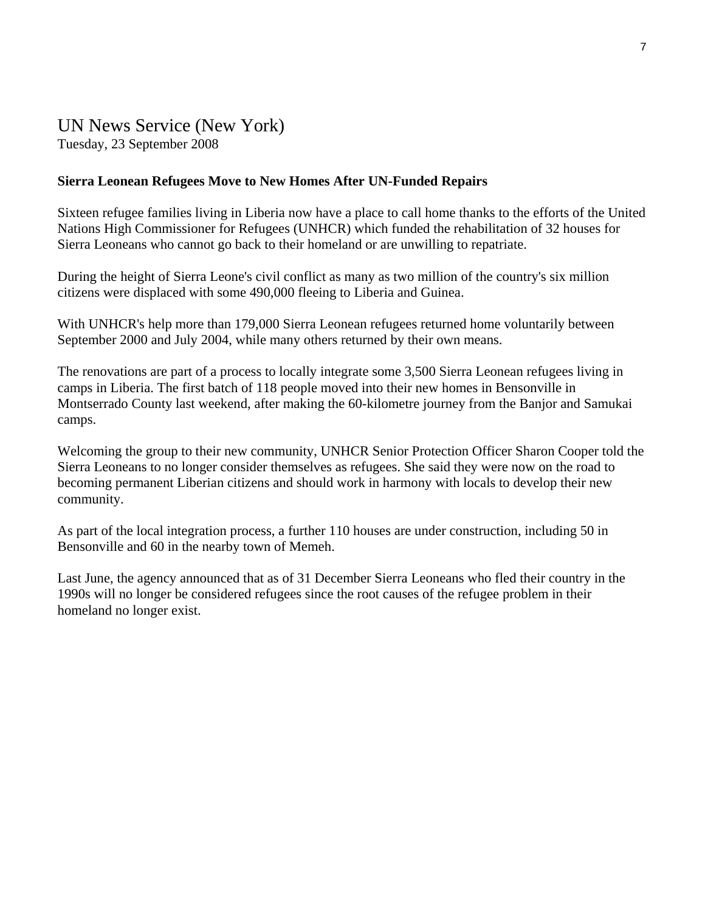## UN News Service (New York)

Tuesday, 23 September 2008

**Sierra Leonean Refugees Move to New Homes After UN-Funded Repairs**

Sixteen refugee families living in Liberia now have a place to call home thanks to the efforts of the United Nations High Commissioner for Refugees (UNHCR) which funded the rehabilitation of 32 houses for Sierra Leoneans who cannot go back to their homeland or are unwilling to repatriate.

During the height of Sierra Leone's civil conflict as many as two million of the country's six million citizens were displaced with some 490,000 fleeing to Liberia and Guinea.

With UNHCR's help more than 179,000 Sierra Leonean refugees returned home voluntarily between September 2000 and July 2004, while many others returned by their own means.

The renovations are part of a process to locally integrate some 3,500 Sierra Leonean refugees living in camps in Liberia. The first batch of 118 people moved into their new homes in Bensonville in Montserrado County last weekend, after making the 60-kilometre journey from the Banjor and Samukai camps.

Welcoming the group to their new community, UNHCR Senior Protection Officer Sharon Cooper told the Sierra Leoneans to no longer consider themselves as refugees. She said they were now on the road to becoming permanent Liberian citizens and should work in harmony with locals to develop their new community.

As part of the local integration process, a further 110 houses are under construction, including 50 in Bensonville and 60 in the nearby town of Memeh.

Last June, the agency announced that as of 31 December Sierra Leoneans who fled their country in the 1990s will no longer be considered refugees since the root causes of the refugee problem in their homeland no longer exist.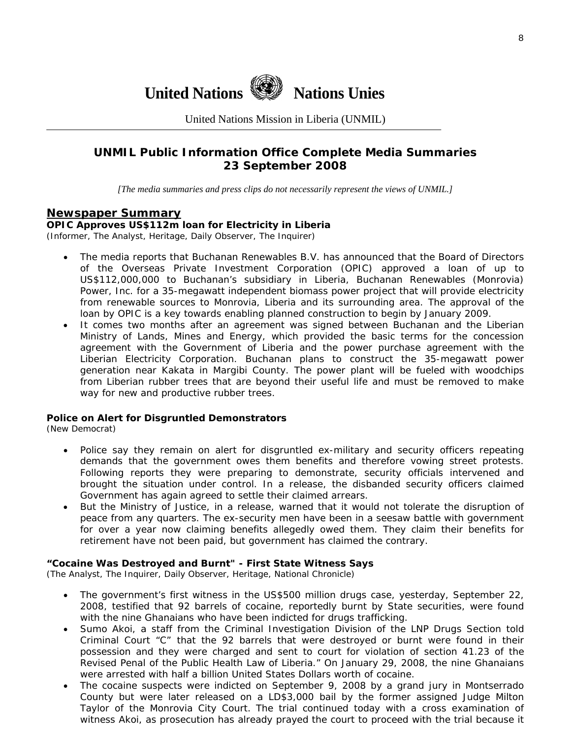**United Nations** **Nations Unies**

United Nations Mission in Liberia (UNMIL)

## UNMIL Public Information Office Complete Media Summaries 23 September 2008

*[The media summaries and press clips do not necessarily represent the views of UNMIL.]*

## Newspaper Summary

**OPIC Approves US$112m loan for Electricity in Liberia**
(Informer, The Analyst, Heritage, Daily Observer, The Inquirer)

- The media reports that Buchanan Renewables B.V. has announced that the Board of Directors of the Overseas Private Investment Corporation (OPIC) approved a loan of up to US$112,000,000 to Buchanan's subsidiary in Liberia, Buchanan Renewables (Monrovia) Power, Inc. for a 35-megawatt independent biomass power project that will provide electricity from renewable sources to Monrovia, Liberia and its surrounding area. The approval of the loan by OPIC is a key towards enabling planned construction to begin by January 2009.
- It comes two months after an agreement was signed between Buchanan and the Liberian Ministry of Lands, Mines and Energy, which provided the basic terms for the concession agreement with the Government of Liberia and the power purchase agreement with the Liberian Electricity Corporation. Buchanan plans to construct the 35-megawatt power generation near Kakata in Margibi County. The power plant will be fueled with woodchips from Liberian rubber trees that are beyond their useful life and must be removed to make way for new and productive rubber trees.

**Police on Alert for Disgruntled Demonstrators**
(New Democrat)

- Police say they remain on alert for disgruntled ex-military and security officers repeating demands that the government owes them benefits and therefore vowing street protests. Following reports they were preparing to demonstrate, security officials intervened and brought the situation under control. In a release, the disbanded security officers claimed Government has again agreed to settle their claimed arrears.
- But the Ministry of Justice, in a release, warned that it would not tolerate the disruption of peace from any quarters. The ex-security men have been in a seesaw battle with government for over a year now claiming benefits allegedly owed them. They claim their benefits for retirement have not been paid, but government has claimed the contrary.

**"Cocaine Was Destroyed and Burnt" - First State Witness Says**
(The Analyst, The Inquirer, Daily Observer, Heritage, National Chronicle)

- The government's first witness in the US$500 million drugs case, yesterday, September 22, 2008, testified that 92 barrels of cocaine, reportedly burnt by State securities, were found with the nine Ghanaians who have been indicted for drugs trafficking.
- Sumo Akoi, a staff from the Criminal Investigation Division of the LNP Drugs Section told Criminal Court "C" that the 92 barrels that were destroyed or burnt were found in their possession and they were charged and sent to court for violation of section 41.23 of the Revised Penal of the Public Health Law of Liberia." On January 29, 2008, the nine Ghanaians were arrested with half a billion United States Dollars worth of cocaine.
- The cocaine suspects were indicted on September 9, 2008 by a grand jury in Montserrado County but were later released on a LD$3,000 bail by the former assigned Judge Milton Taylor of the Monrovia City Court. The trial continued today with a cross examination of witness Akoi, as prosecution has already prayed the court to proceed with the trial because it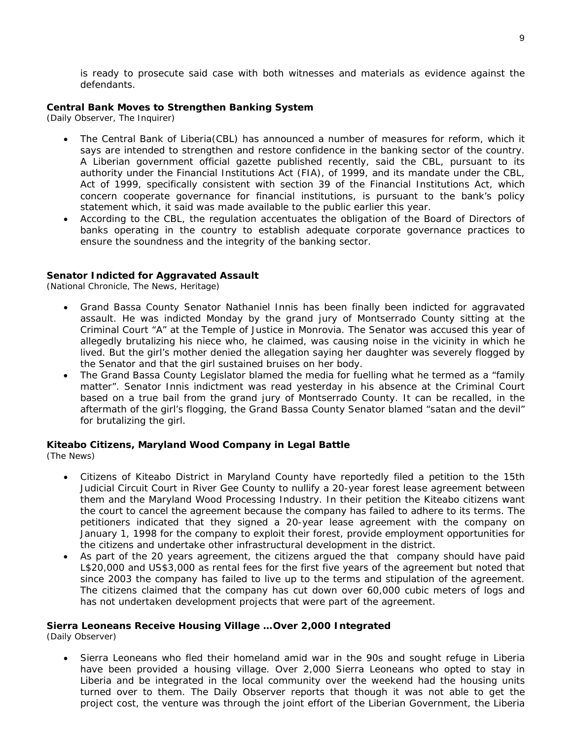is ready to prosecute said case with both witnesses and materials as evidence against the defendants.

**Central Bank Moves to Strengthen Banking System**
*(Daily Observer, The Inquirer)*

- The Central Bank of Liberia(CBL) has announced a number of measures for reform, which it says are intended to strengthen and restore confidence in the banking sector of the country. A Liberian government official gazette published recently, said the CBL, pursuant to its authority under the Financial Institutions Act (FIA), of 1999, and its mandate under the CBL, Act of 1999, specifically consistent with section 39 of the Financial Institutions Act, which concern cooperate governance for financial institutions, is pursuant to the bank's policy statement which, it said was made available to the public earlier this year.
- According to the CBL, the regulation accentuates the obligation of the Board of Directors of banks operating in the country to establish adequate corporate governance practices to ensure the soundness and the integrity of the banking sector.

**Senator Indicted for Aggravated Assault**
*(National Chronicle, The News, Heritage)*

- Grand Bassa County Senator Nathaniel Innis has been finally been indicted for aggravated assault. He was indicted Monday by the grand jury of Montserrado County sitting at the Criminal Court "A" at the Temple of Justice in Monrovia. The Senator was accused this year of allegedly brutalizing his niece who, he claimed, was causing noise in the vicinity in which he lived. But the girl's mother denied the allegation saying her daughter was severely flogged by the Senator and that the girl sustained bruises on her body.
- The Grand Bassa County Legislator blamed the media for fuelling what he termed as a "family matter". Senator Innis indictment was read yesterday in his absence at the Criminal Court based on a true bail from the grand jury of Montserrado County. It can be recalled, in the aftermath of the girl's flogging, the Grand Bassa County Senator blamed "satan and the devil" for brutalizing the girl.

**Kiteabo Citizens, Maryland Wood Company in Legal Battle**
*(The News)*

- Citizens of Kiteabo District in Maryland County have reportedly filed a petition to the 15th Judicial Circuit Court in River Gee County to nullify a 20-year forest lease agreement between them and the Maryland Wood Processing Industry. In their petition the Kiteabo citizens want the court to cancel the agreement because the company has failed to adhere to its terms. The petitioners indicated that they signed a 20-year lease agreement with the company on January 1, 1998 for the company to exploit their forest, provide employment opportunities for the citizens and undertake other infrastructural development in the district.
- As part of the 20 years agreement, the citizens argued the that company should have paid L$20,000 and US$3,000 as rental fees for the first five years of the agreement but noted that since 2003 the company has failed to live up to the terms and stipulation of the agreement. The citizens claimed that the company has cut down over 60,000 cubic meters of logs and has not undertaken development projects that were part of the agreement.

**Sierra Leoneans Receive Housing Village …Over 2,000 Integrated**
*(Daily Observer)*

- Sierra Leoneans who fled their homeland amid war in the 90s and sought refuge in Liberia have been provided a housing village. Over 2,000 Sierra Leoneans who opted to stay in Liberia and be integrated in the local community over the weekend had the housing units turned over to them. The Daily Observer reports that though it was not able to get the project cost, the venture was through the joint effort of the Liberian Government, the Liberia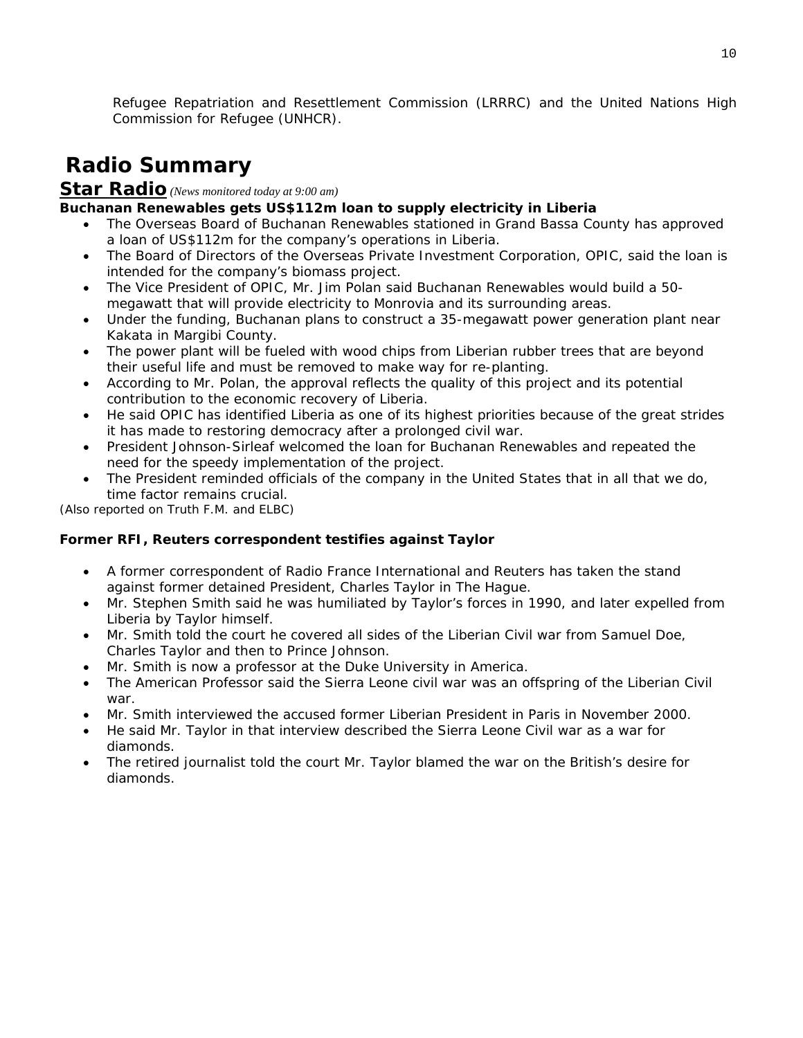Refugee Repatriation and Resettlement Commission (LRRRC) and the United Nations High Commission for Refugee (UNHCR).

# Radio Summary

## Star Radio *(News monitored today at 9:00 am)*

**Buchanan Renewables gets US$112m loan to supply electricity in Liberia**

- The Overseas Board of Buchanan Renewables stationed in Grand Bassa County has approved a loan of US$112m for the company's operations in Liberia.
- The Board of Directors of the Overseas Private Investment Corporation, OPIC, said the loan is intended for the company's biomass project.
- The Vice President of OPIC, Mr. Jim Polan said Buchanan Renewables would build a 50-megawatt that will provide electricity to Monrovia and its surrounding areas.
- Under the funding, Buchanan plans to construct a 35-megawatt power generation plant near Kakata in Margibi County.
- The power plant will be fueled with wood chips from Liberian rubber trees that are beyond their useful life and must be removed to make way for re-planting.
- According to Mr. Polan, the approval reflects the quality of this project and its potential contribution to the economic recovery of Liberia.
- He said OPIC has identified Liberia as one of its highest priorities because of the great strides it has made to restoring democracy after a prolonged civil war.
- President Johnson-Sirleaf welcomed the loan for Buchanan Renewables and repeated the need for the speedy implementation of the project.
- The President reminded officials of the company in the United States that in all that we do, time factor remains crucial.

(Also reported on Truth F.M. and ELBC)

**Former RFI, Reuters correspondent testifies against Taylor**

- A former correspondent of Radio France International and Reuters has taken the stand against former detained President, Charles Taylor in The Hague.
- Mr. Stephen Smith said he was humiliated by Taylor's forces in 1990, and later expelled from Liberia by Taylor himself.
- Mr. Smith told the court he covered all sides of the Liberian Civil war from Samuel Doe, Charles Taylor and then to Prince Johnson.
- Mr. Smith is now a professor at the Duke University in America.
- The American Professor said the Sierra Leone civil war was an offspring of the Liberian Civil war.
- Mr. Smith interviewed the accused former Liberian President in Paris in November 2000.
- He said Mr. Taylor in that interview described the Sierra Leone Civil war as a war for diamonds.
- The retired journalist told the court Mr. Taylor blamed the war on the British's desire for diamonds.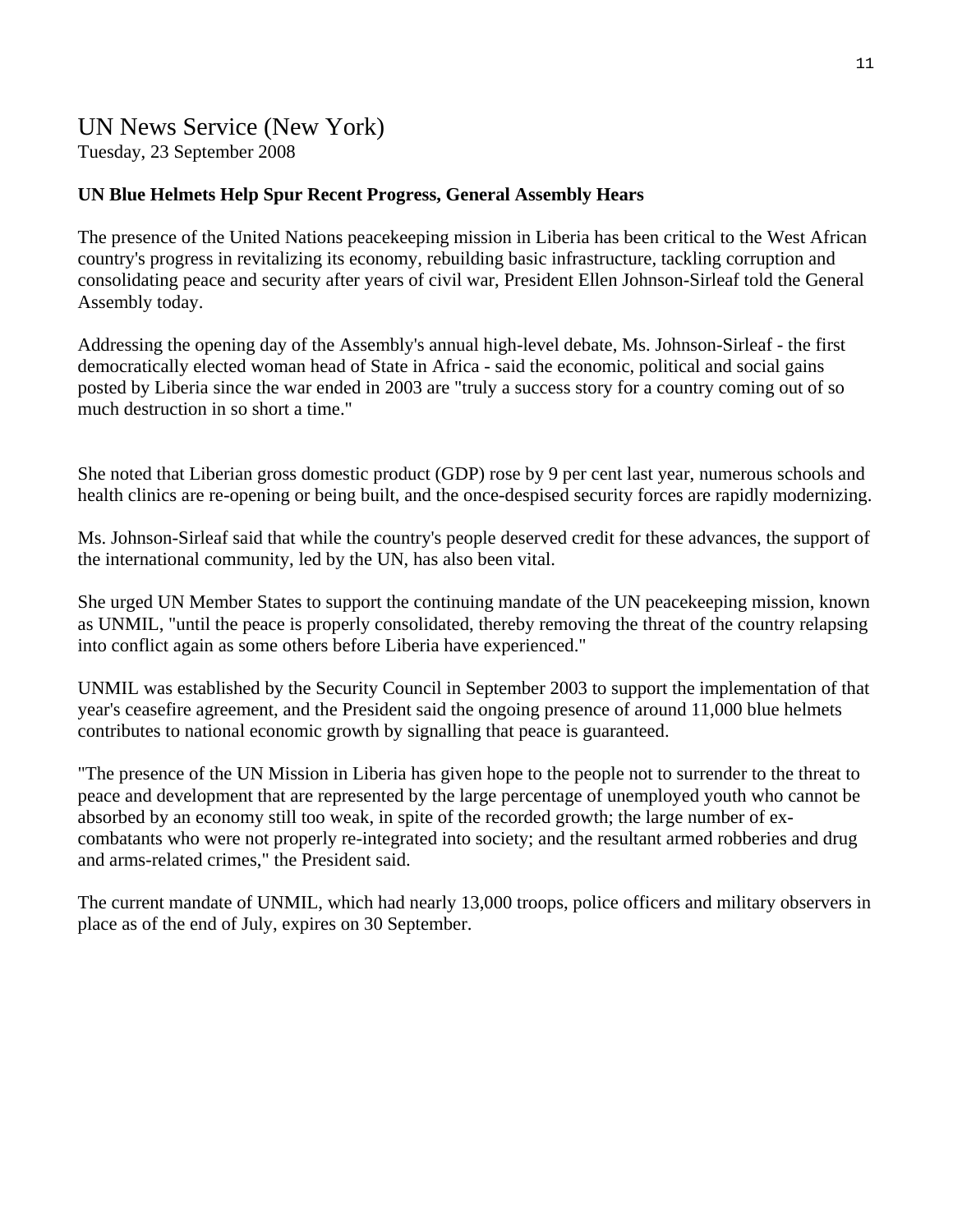## UN News Service (New York)

Tuesday, 23 September 2008

**UN Blue Helmets Help Spur Recent Progress, General Assembly Hears**

The presence of the United Nations peacekeeping mission in Liberia has been critical to the West African country's progress in revitalizing its economy, rebuilding basic infrastructure, tackling corruption and consolidating peace and security after years of civil war, President Ellen Johnson-Sirleaf told the General Assembly today.

Addressing the opening day of the Assembly's annual high-level debate, Ms. Johnson-Sirleaf - the first democratically elected woman head of State in Africa - said the economic, political and social gains posted by Liberia since the war ended in 2003 are "truly a success story for a country coming out of so much destruction in so short a time."

She noted that Liberian gross domestic product (GDP) rose by 9 per cent last year, numerous schools and health clinics are re-opening or being built, and the once-despised security forces are rapidly modernizing.

Ms. Johnson-Sirleaf said that while the country's people deserved credit for these advances, the support of the international community, led by the UN, has also been vital.

She urged UN Member States to support the continuing mandate of the UN peacekeeping mission, known as UNMIL, "until the peace is properly consolidated, thereby removing the threat of the country relapsing into conflict again as some others before Liberia have experienced."

UNMIL was established by the Security Council in September 2003 to support the implementation of that year's ceasefire agreement, and the President said the ongoing presence of around 11,000 blue helmets contributes to national economic growth by signalling that peace is guaranteed.

"The presence of the UN Mission in Liberia has given hope to the people not to surrender to the threat to peace and development that are represented by the large percentage of unemployed youth who cannot be absorbed by an economy still too weak, in spite of the recorded growth; the large number of ex-combatants who were not properly re-integrated into society; and the resultant armed robberies and drug and arms-related crimes," the President said.

The current mandate of UNMIL, which had nearly 13,000 troops, police officers and military observers in place as of the end of July, expires on 30 September.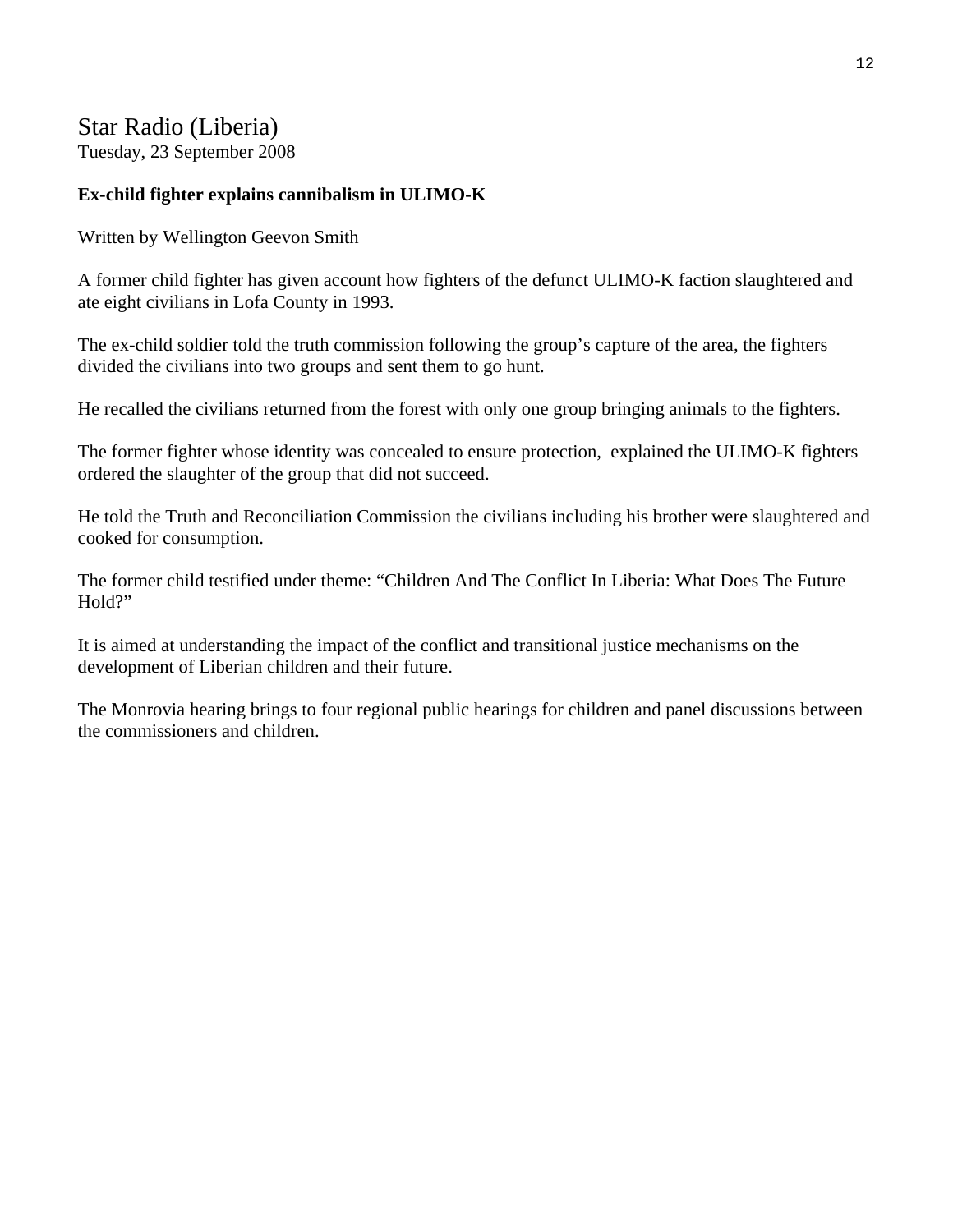# Star Radio (Liberia)

Tuesday, 23 September 2008

**Ex-child fighter explains cannibalism in ULIMO-K**

Written by Wellington Geevon Smith

A former child fighter has given account how fighters of the defunct ULIMO-K faction slaughtered and ate eight civilians in Lofa County in 1993.

The ex-child soldier told the truth commission following the group's capture of the area, the fighters divided the civilians into two groups and sent them to go hunt.

He recalled the civilians returned from the forest with only one group bringing animals to the fighters.

The former fighter whose identity was concealed to ensure protection, explained the ULIMO-K fighters ordered the slaughter of the group that did not succeed.

He told the Truth and Reconciliation Commission the civilians including his brother were slaughtered and cooked for consumption.

The former child testified under theme: "Children And The Conflict In Liberia: What Does The Future Hold?"

It is aimed at understanding the impact of the conflict and transitional justice mechanisms on the development of Liberian children and their future.

The Monrovia hearing brings to four regional public hearings for children and panel discussions between the commissioners and children.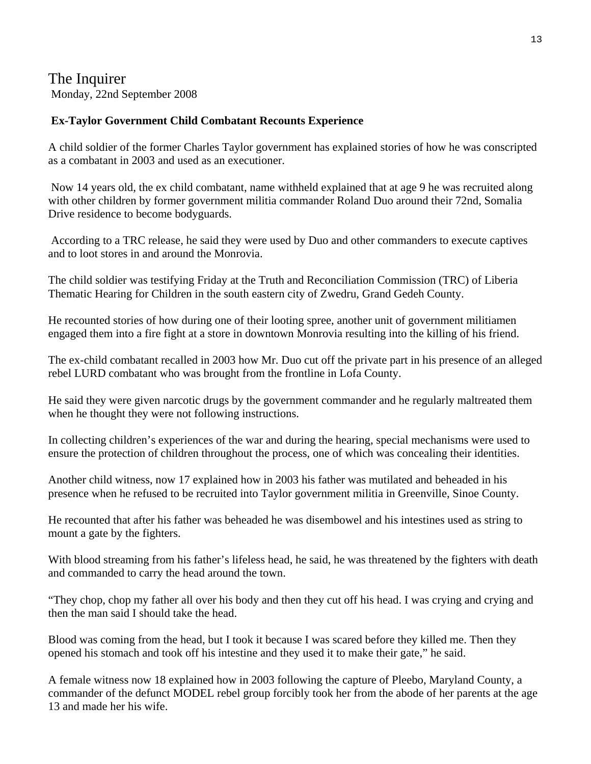# The Inquirer

Monday, 22nd September 2008

**Ex-Taylor Government Child Combatant Recounts Experience**

A child soldier of the former Charles Taylor government has explained stories of how he was conscripted as a combatant in 2003 and used as an executioner.

Now 14 years old, the ex child combatant, name withheld explained that at age 9 he was recruited along with other children by former government militia commander Roland Duo around their 72nd, Somalia Drive residence to become bodyguards.

According to a TRC release, he said they were used by Duo and other commanders to execute captives and to loot stores in and around the Monrovia.

The child soldier was testifying Friday at the Truth and Reconciliation Commission (TRC) of Liberia Thematic Hearing for Children in the south eastern city of Zwedru, Grand Gedeh County.

He recounted stories of how during one of their looting spree, another unit of government militiamen engaged them into a fire fight at a store in downtown Monrovia resulting into the killing of his friend.

The ex-child combatant recalled in 2003 how Mr. Duo cut off the private part in his presence of an alleged rebel LURD combatant who was brought from the frontline in Lofa County.

He said they were given narcotic drugs by the government commander and he regularly maltreated them when he thought they were not following instructions.

In collecting children's experiences of the war and during the hearing, special mechanisms were used to ensure the protection of children throughout the process, one of which was concealing their identities.

Another child witness, now 17 explained how in 2003 his father was mutilated and beheaded in his presence when he refused to be recruited into Taylor government militia in Greenville, Sinoe County.

He recounted that after his father was beheaded he was disembowel and his intestines used as string to mount a gate by the fighters.

With blood streaming from his father's lifeless head, he said, he was threatened by the fighters with death and commanded to carry the head around the town.

"They chop, chop my father all over his body and then they cut off his head. I was crying and crying and then the man said I should take the head.

Blood was coming from the head, but I took it because I was scared before they killed me. Then they opened his stomach and took off his intestine and they used it to make their gate," he said.

A female witness now 18 explained how in 2003 following the capture of Pleebo, Maryland County, a commander of the defunct MODEL rebel group forcibly took her from the abode of her parents at the age 13 and made her his wife.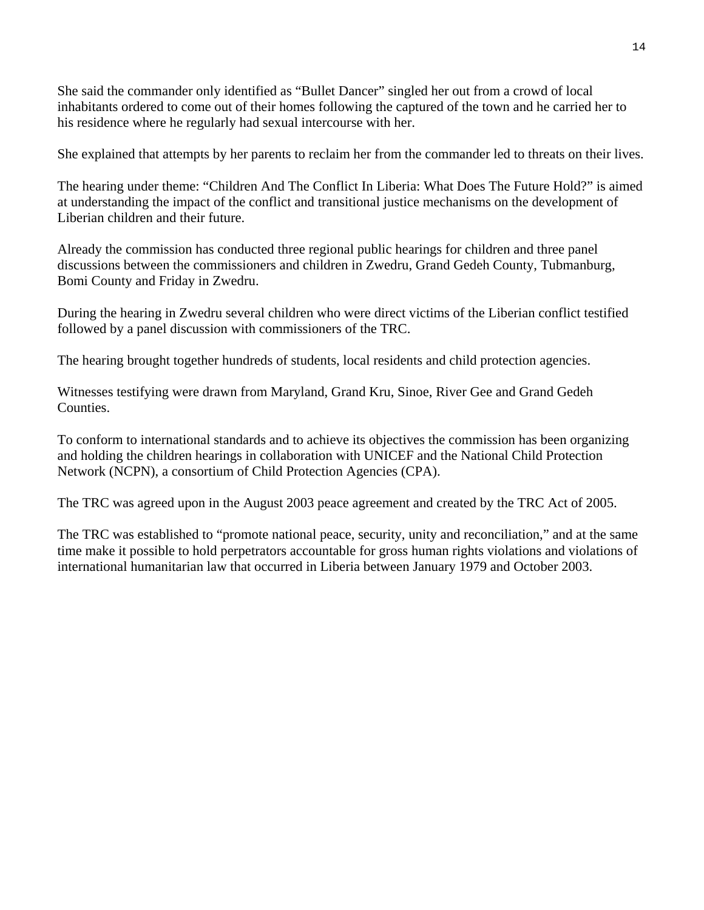She said the commander only identified as “Bullet Dancer” singled her out from a crowd of local inhabitants ordered to come out of their homes following the captured of the town and he carried her to his residence where he regularly had sexual intercourse with her.

She explained that attempts by her parents to reclaim her from the commander led to threats on their lives.

The hearing under theme: “Children And The Conflict In Liberia: What Does The Future Hold?” is aimed at understanding the impact of the conflict and transitional justice mechanisms on the development of Liberian children and their future.

Already the commission has conducted three regional public hearings for children and three panel discussions between the commissioners and children in Zwedru, Grand Gedeh County, Tubmanburg, Bomi County and Friday in Zwedru.

During the hearing in Zwedru several children who were direct victims of the Liberian conflict testified followed by a panel discussion with commissioners of the TRC.

The hearing brought together hundreds of students, local residents and child protection agencies.

Witnesses testifying were drawn from Maryland, Grand Kru, Sinoe, River Gee and Grand Gedeh Counties.

To conform to international standards and to achieve its objectives the commission has been organizing and holding the children hearings in collaboration with UNICEF and the National Child Protection Network (NCPN), a consortium of Child Protection Agencies (CPA).

The TRC was agreed upon in the August 2003 peace agreement and created by the TRC Act of 2005.

The TRC was established to “promote national peace, security, unity and reconciliation,” and at the same time make it possible to hold perpetrators accountable for gross human rights violations and violations of international humanitarian law that occurred in Liberia between January 1979 and October 2003.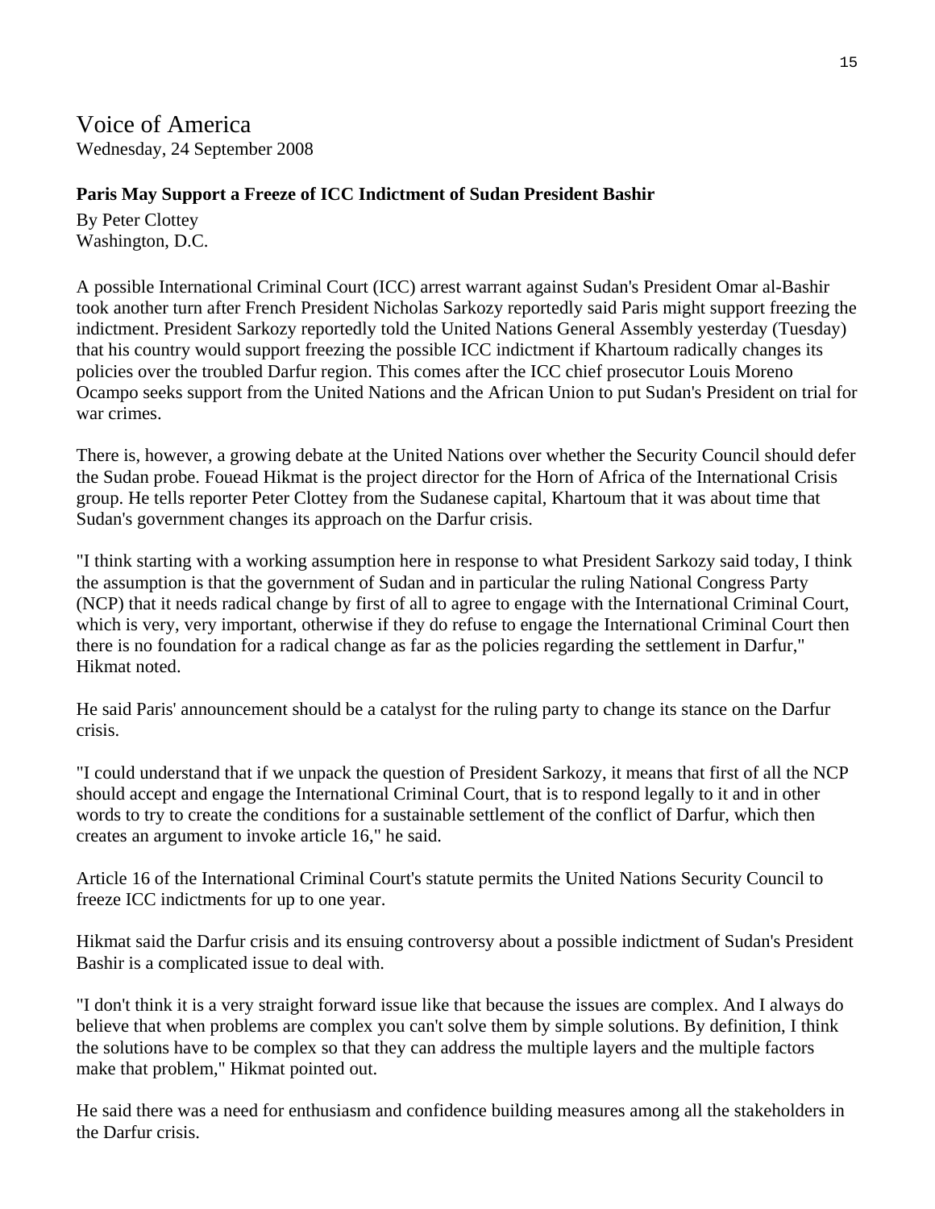# Voice of America

Wednesday, 24 September 2008

**Paris May Support a Freeze of ICC Indictment of Sudan President Bashir**

By Peter Clottey
Washington, D.C.

A possible International Criminal Court (ICC) arrest warrant against Sudan's President Omar al-Bashir took another turn after French President Nicholas Sarkozy reportedly said Paris might support freezing the indictment. President Sarkozy reportedly told the United Nations General Assembly yesterday (Tuesday) that his country would support freezing the possible ICC indictment if Khartoum radically changes its policies over the troubled Darfur region. This comes after the ICC chief prosecutor Louis Moreno Ocampo seeks support from the United Nations and the African Union to put Sudan's President on trial for war crimes.

There is, however, a growing debate at the United Nations over whether the Security Council should defer the Sudan probe. Fouead Hikmat is the project director for the Horn of Africa of the International Crisis group. He tells reporter Peter Clottey from the Sudanese capital, Khartoum that it was about time that Sudan's government changes its approach on the Darfur crisis.

"I think starting with a working assumption here in response to what President Sarkozy said today, I think the assumption is that the government of Sudan and in particular the ruling National Congress Party (NCP) that it needs radical change by first of all to agree to engage with the International Criminal Court, which is very, very important, otherwise if they do refuse to engage the International Criminal Court then there is no foundation for a radical change as far as the policies regarding the settlement in Darfur," Hikmat noted.

He said Paris' announcement should be a catalyst for the ruling party to change its stance on the Darfur crisis.

"I could understand that if we unpack the question of President Sarkozy, it means that first of all the NCP should accept and engage the International Criminal Court, that is to respond legally to it and in other words to try to create the conditions for a sustainable settlement of the conflict of Darfur, which then creates an argument to invoke article 16," he said.

Article 16 of the International Criminal Court's statute permits the United Nations Security Council to freeze ICC indictments for up to one year.

Hikmat said the Darfur crisis and its ensuing controversy about a possible indictment of Sudan's President Bashir is a complicated issue to deal with.

"I don't think it is a very straight forward issue like that because the issues are complex. And I always do believe that when problems are complex you can't solve them by simple solutions. By definition, I think the solutions have to be complex so that they can address the multiple layers and the multiple factors make that problem," Hikmat pointed out.

He said there was a need for enthusiasm and confidence building measures among all the stakeholders in the Darfur crisis.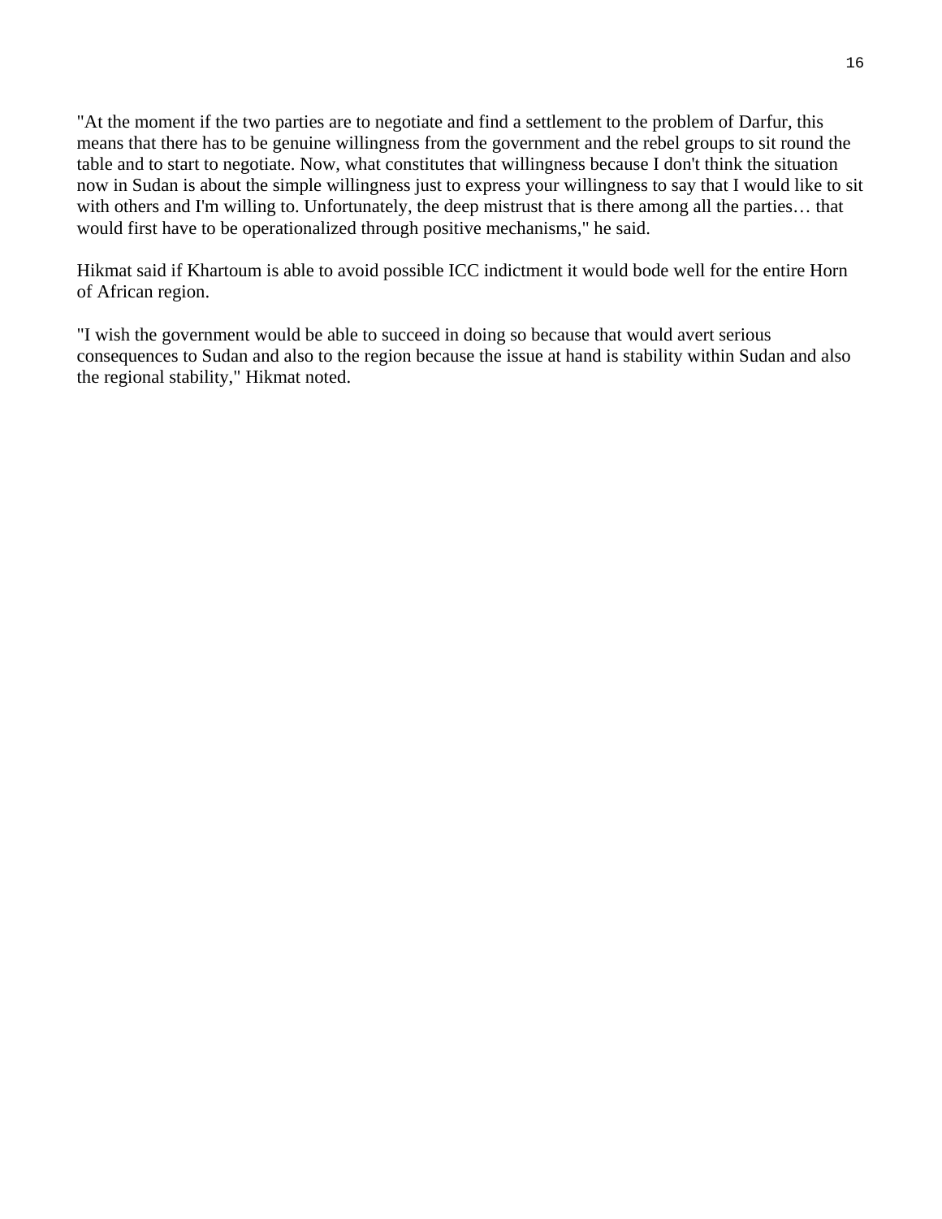"At the moment if the two parties are to negotiate and find a settlement to the problem of Darfur, this means that there has to be genuine willingness from the government and the rebel groups to sit round the table and to start to negotiate. Now, what constitutes that willingness because I don't think the situation now in Sudan is about the simple willingness just to express your willingness to say that I would like to sit with others and I'm willing to. Unfortunately, the deep mistrust that is there among all the parties… that would first have to be operationalized through positive mechanisms," he said.

Hikmat said if Khartoum is able to avoid possible ICC indictment it would bode well for the entire Horn of African region.

"I wish the government would be able to succeed in doing so because that would avert serious consequences to Sudan and also to the region because the issue at hand is stability within Sudan and also the regional stability," Hikmat noted.